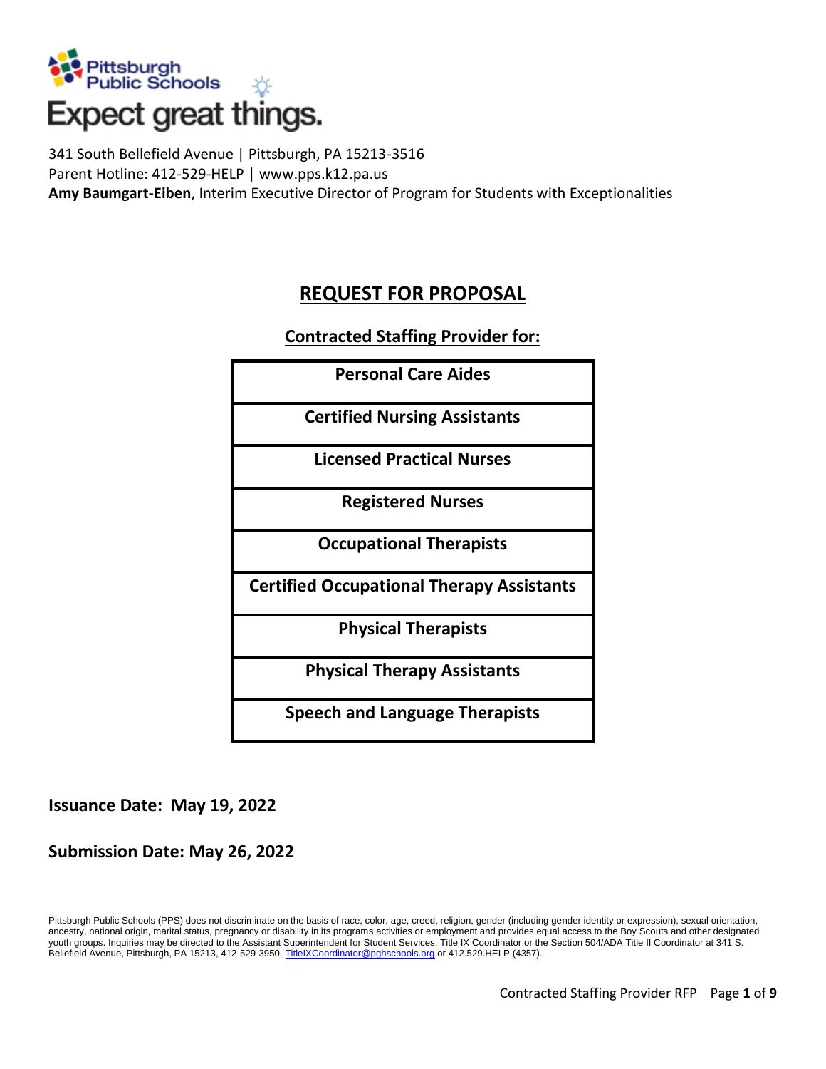Pittsburgh Public Schools

Expect great things.

341 South Bellefield Avenue | Pittsburgh, PA 15213-3516
Parent Hotline: 412-529-HELP | www.pps.k12.pa.us
**Amy Baumgart-Eiben**, Interim Executive Director of Program for Students with Exceptionalities

# REQUEST FOR PROPOSAL

## Contracted Staffing Provider for:

| **Personal Care Aides** |
| --- |
| **Certified Nursing Assistants** |
| **Licensed Practical Nurses** |
| **Registered Nurses** |
| **Occupational Therapists** |
| **Certified Occupational Therapy Assistants** |
| **Physical Therapists** |
| **Physical Therapy Assistants** |
| **Speech and Language Therapists** |

**Issuance Date: May 19, 2022**

**Submission Date: May 26, 2022**

Pittsburgh Public Schools (PPS) does not discriminate on the basis of race, color, age, creed, religion, gender (including gender identity or expression), sexual orientation, ancestry, national origin, marital status, pregnancy or disability in its programs activities or employment and provides equal access to the Boy Scouts and other designated youth groups. Inquiries may be directed to the Assistant Superintendent for Student Services, Title IX Coordinator or the Section 504/ADA Title II Coordinator at 341 S. Bellefield Avenue, Pittsburgh, PA 15213, 412-529-3950, TitleIXCoordinator@pghschools.org or 412.529.HELP (4357).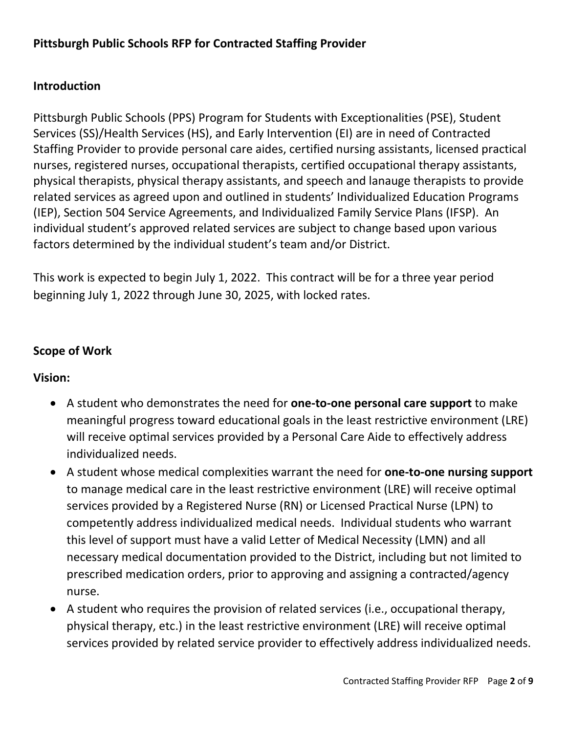**Pittsburgh Public Schools RFP for Contracted Staffing Provider**

**Introduction**

Pittsburgh Public Schools (PPS) Program for Students with Exceptionalities (PSE), Student Services (SS)/Health Services (HS), and Early Intervention (EI) are in need of Contracted Staffing Provider to provide personal care aides, certified nursing assistants, licensed practical nurses, registered nurses, occupational therapists, certified occupational therapy assistants, physical therapists, physical therapy assistants, and speech and lanauge therapists to provide related services as agreed upon and outlined in students' Individualized Education Programs (IEP), Section 504 Service Agreements, and Individualized Family Service Plans (IFSP). An individual student's approved related services are subject to change based upon various factors determined by the individual student's team and/or District.

This work is expected to begin July 1, 2022. This contract will be for a three year period beginning July 1, 2022 through June 30, 2025, with locked rates.

**Scope of Work**

**Vision:**

- A student who demonstrates the need for **one-to-one personal care support** to make meaningful progress toward educational goals in the least restrictive environment (LRE) will receive optimal services provided by a Personal Care Aide to effectively address individualized needs.
- A student whose medical complexities warrant the need for **one-to-one nursing support** to manage medical care in the least restrictive environment (LRE) will receive optimal services provided by a Registered Nurse (RN) or Licensed Practical Nurse (LPN) to competently address individualized medical needs. Individual students who warrant this level of support must have a valid Letter of Medical Necessity (LMN) and all necessary medical documentation provided to the District, including but not limited to prescribed medication orders, prior to approving and assigning a contracted/agency nurse.
- A student who requires the provision of related services (i.e., occupational therapy, physical therapy, etc.) in the least restrictive environment (LRE) will receive optimal services provided by related service provider to effectively address individualized needs.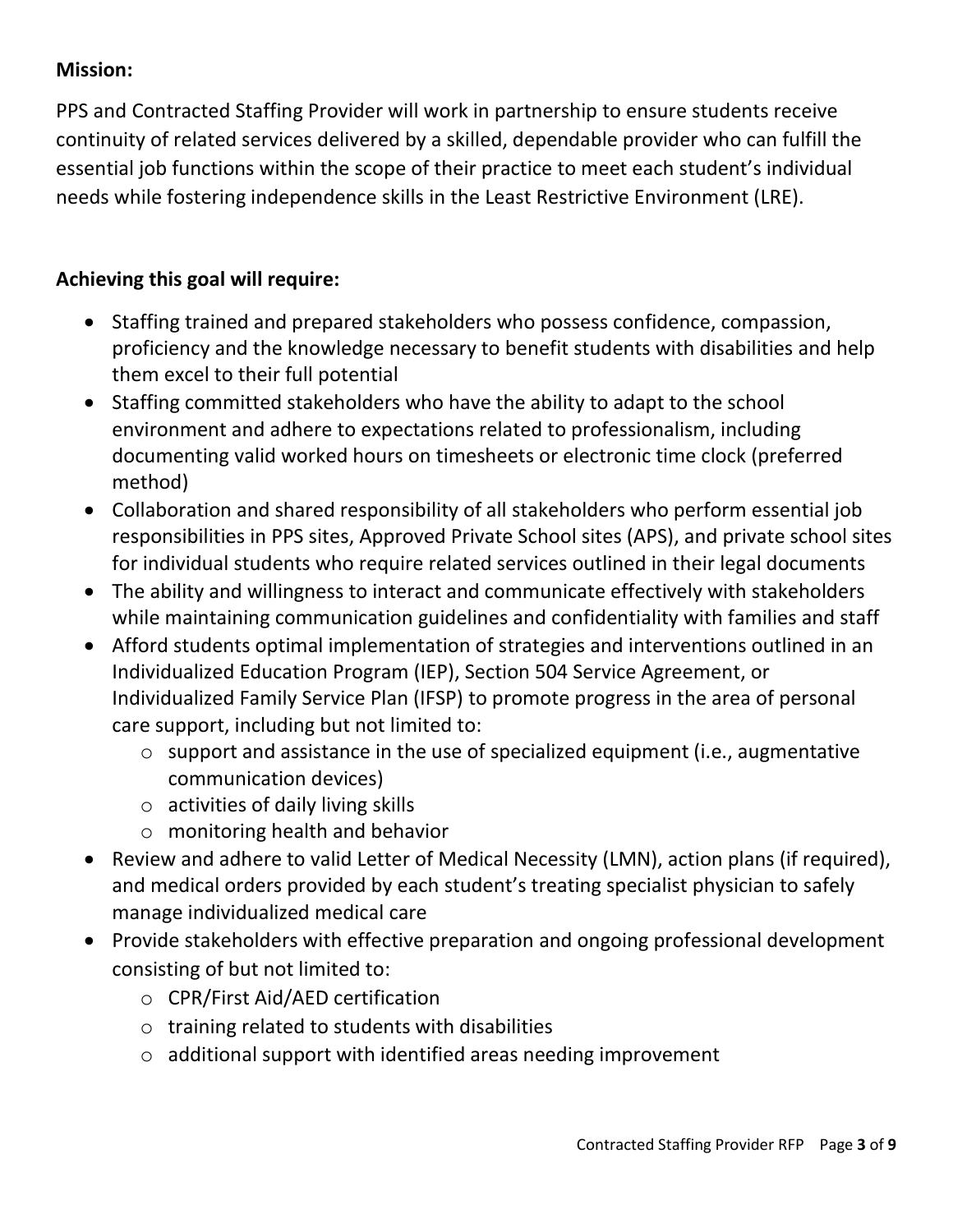**Mission:**

PPS and Contracted Staffing Provider will work in partnership to ensure students receive continuity of related services delivered by a skilled, dependable provider who can fulfill the essential job functions within the scope of their practice to meet each student's individual needs while fostering independence skills in the Least Restrictive Environment (LRE).

**Achieving this goal will require:**

- Staffing trained and prepared stakeholders who possess confidence, compassion, proficiency and the knowledge necessary to benefit students with disabilities and help them excel to their full potential
- Staffing committed stakeholders who have the ability to adapt to the school environment and adhere to expectations related to professionalism, including documenting valid worked hours on timesheets or electronic time clock (preferred method)
- Collaboration and shared responsibility of all stakeholders who perform essential job responsibilities in PPS sites, Approved Private School sites (APS), and private school sites for individual students who require related services outlined in their legal documents
- The ability and willingness to interact and communicate effectively with stakeholders while maintaining communication guidelines and confidentiality with families and staff
- Afford students optimal implementation of strategies and interventions outlined in an Individualized Education Program (IEP), Section 504 Service Agreement, or Individualized Family Service Plan (IFSP) to promote progress in the area of personal care support, including but not limited to:
  - support and assistance in the use of specialized equipment (i.e., augmentative communication devices)
  - activities of daily living skills
  - monitoring health and behavior
- Review and adhere to valid Letter of Medical Necessity (LMN), action plans (if required), and medical orders provided by each student's treating specialist physician to safely manage individualized medical care
- Provide stakeholders with effective preparation and ongoing professional development consisting of but not limited to:
  - CPR/First Aid/AED certification
  - training related to students with disabilities
  - additional support with identified areas needing improvement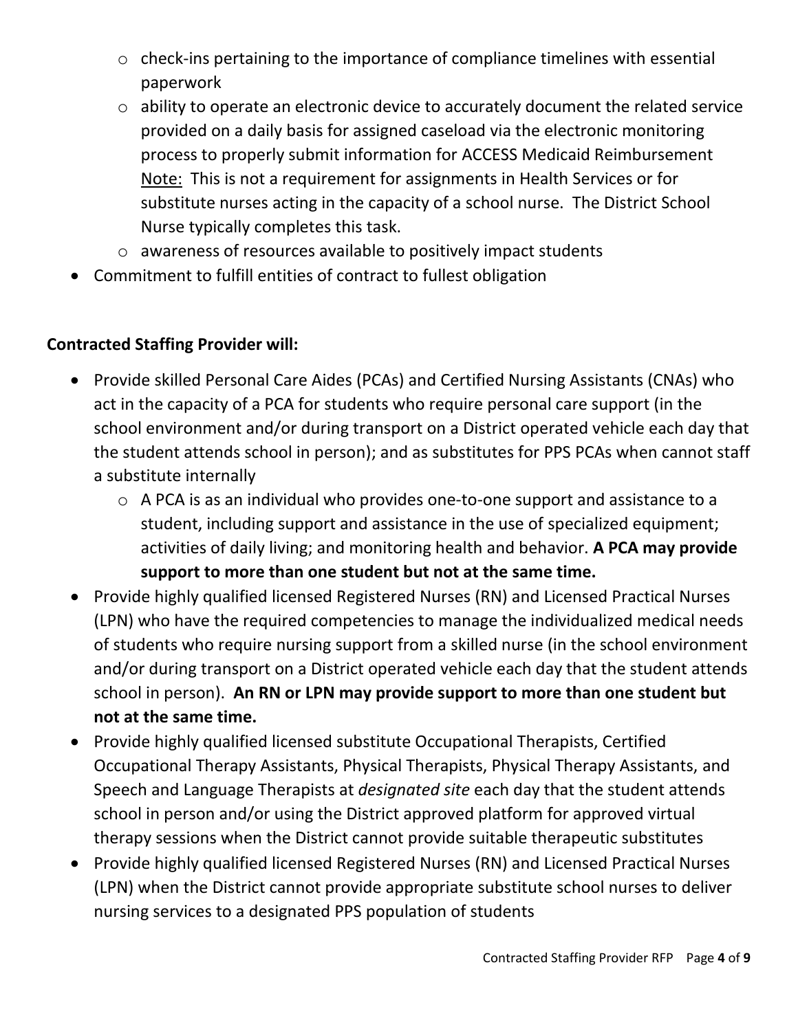- check-ins pertaining to the importance of compliance timelines with essential paperwork
  - ability to operate an electronic device to accurately document the related service provided on a daily basis for assigned caseload via the electronic monitoring process to properly submit information for ACCESS Medicaid Reimbursement <u>Note:</u> This is not a requirement for assignments in Health Services or for substitute nurses acting in the capacity of a school nurse. The District School Nurse typically completes this task.
  - awareness of resources available to positively impact students
- Commitment to fulfill entities of contract to fullest obligation

**Contracted Staffing Provider will:**

- Provide skilled Personal Care Aides (PCAs) and Certified Nursing Assistants (CNAs) who act in the capacity of a PCA for students who require personal care support (in the school environment and/or during transport on a District operated vehicle each day that the student attends school in person); and as substitutes for PPS PCAs when cannot staff a substitute internally
  - A PCA is as an individual who provides one-to-one support and assistance to a student, including support and assistance in the use of specialized equipment; activities of daily living; and monitoring health and behavior. **A PCA may provide support to more than one student but not at the same time.**
- Provide highly qualified licensed Registered Nurses (RN) and Licensed Practical Nurses (LPN) who have the required competencies to manage the individualized medical needs of students who require nursing support from a skilled nurse (in the school environment and/or during transport on a District operated vehicle each day that the student attends school in person). **An RN or LPN may provide support to more than one student but not at the same time.**
- Provide highly qualified licensed substitute Occupational Therapists, Certified Occupational Therapy Assistants, Physical Therapists, Physical Therapy Assistants, and Speech and Language Therapists at *designated site* each day that the student attends school in person and/or using the District approved platform for approved virtual therapy sessions when the District cannot provide suitable therapeutic substitutes
- Provide highly qualified licensed Registered Nurses (RN) and Licensed Practical Nurses (LPN) when the District cannot provide appropriate substitute school nurses to deliver nursing services to a designated PPS population of students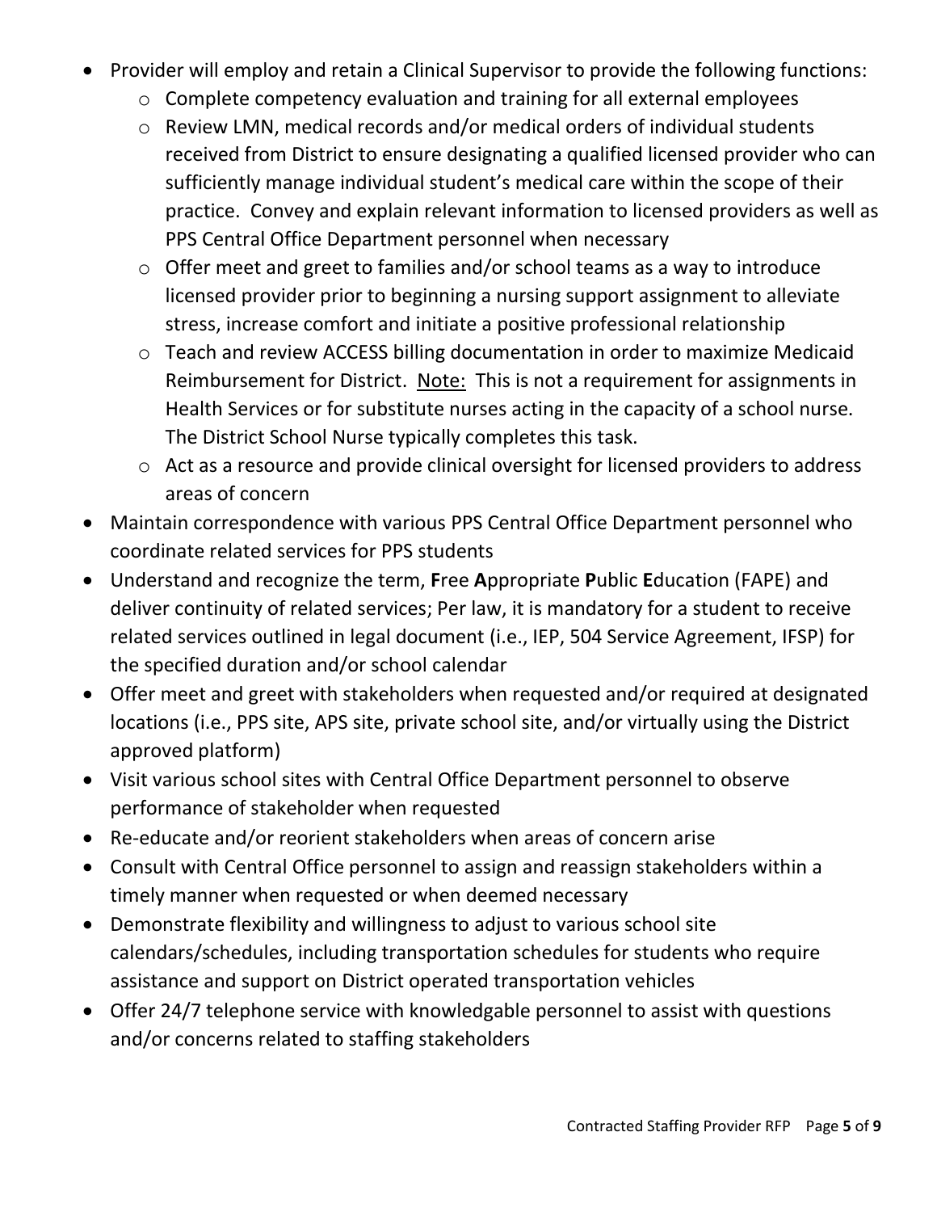- Provider will employ and retain a Clinical Supervisor to provide the following functions:
    - Complete competency evaluation and training for all external employees
    - Review LMN, medical records and/or medical orders of individual students received from District to ensure designating a qualified licensed provider who can sufficiently manage individual student's medical care within the scope of their practice. Convey and explain relevant information to licensed providers as well as PPS Central Office Department personnel when necessary
    - Offer meet and greet to families and/or school teams as a way to introduce licensed provider prior to beginning a nursing support assignment to alleviate stress, increase comfort and initiate a positive professional relationship
    - Teach and review ACCESS billing documentation in order to maximize Medicaid Reimbursement for District. <u>Note:</u> This is not a requirement for assignments in Health Services or for substitute nurses acting in the capacity of a school nurse. The District School Nurse typically completes this task.
    - Act as a resource and provide clinical oversight for licensed providers to address areas of concern
- Maintain correspondence with various PPS Central Office Department personnel who coordinate related services for PPS students
- Understand and recognize the term, **F**ree **A**ppropriate **P**ublic **E**ducation (FAPE) and deliver continuity of related services; Per law, it is mandatory for a student to receive related services outlined in legal document (i.e., IEP, 504 Service Agreement, IFSP) for the specified duration and/or school calendar
- Offer meet and greet with stakeholders when requested and/or required at designated locations (i.e., PPS site, APS site, private school site, and/or virtually using the District approved platform)
- Visit various school sites with Central Office Department personnel to observe performance of stakeholder when requested
- Re-educate and/or reorient stakeholders when areas of concern arise
- Consult with Central Office personnel to assign and reassign stakeholders within a timely manner when requested or when deemed necessary
- Demonstrate flexibility and willingness to adjust to various school site calendars/schedules, including transportation schedules for students who require assistance and support on District operated transportation vehicles
- Offer 24/7 telephone service with knowledgable personnel to assist with questions and/or concerns related to staffing stakeholders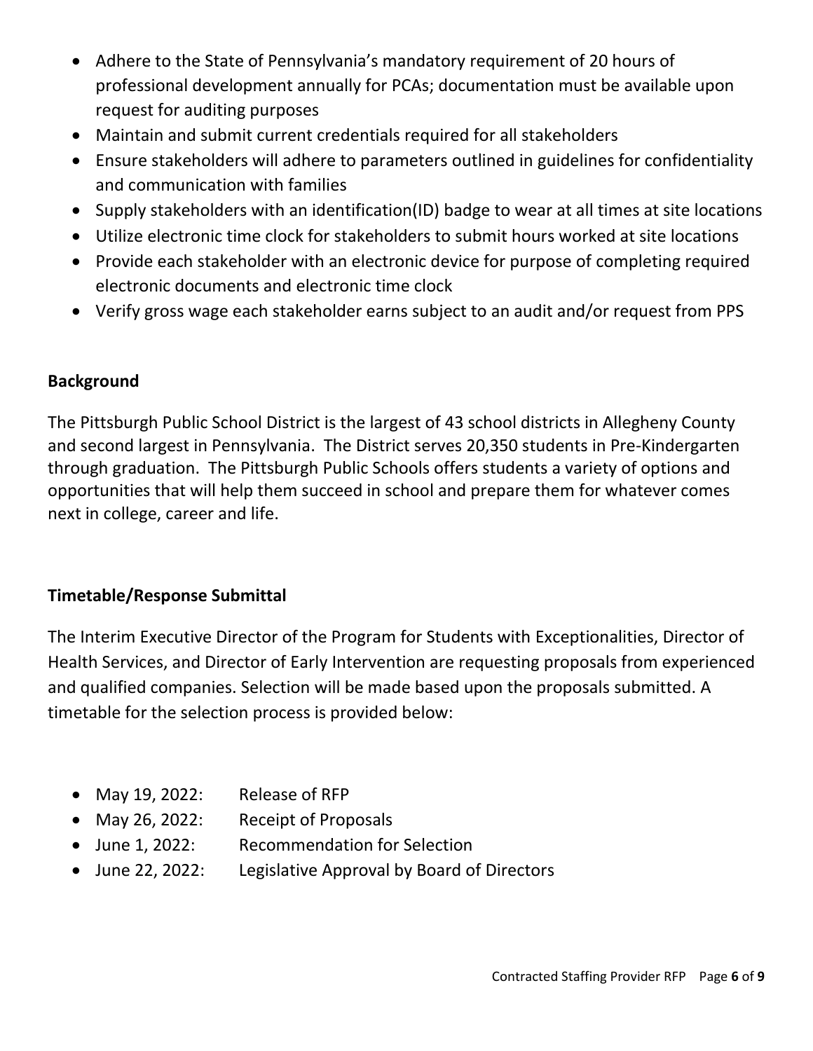- Adhere to the State of Pennsylvania's mandatory requirement of 20 hours of professional development annually for PCAs; documentation must be available upon request for auditing purposes
- Maintain and submit current credentials required for all stakeholders
- Ensure stakeholders will adhere to parameters outlined in guidelines for confidentiality and communication with families
- Supply stakeholders with an identification(ID) badge to wear at all times at site locations
- Utilize electronic time clock for stakeholders to submit hours worked at site locations
- Provide each stakeholder with an electronic device for purpose of completing required electronic documents and electronic time clock
- Verify gross wage each stakeholder earns subject to an audit and/or request from PPS

## Background

The Pittsburgh Public School District is the largest of 43 school districts in Allegheny County and second largest in Pennsylvania. The District serves 20,350 students in Pre-Kindergarten through graduation. The Pittsburgh Public Schools offers students a variety of options and opportunities that will help them succeed in school and prepare them for whatever comes next in college, career and life.

## Timetable/Response Submittal

The Interim Executive Director of the Program for Students with Exceptionalities, Director of Health Services, and Director of Early Intervention are requesting proposals from experienced and qualified companies. Selection will be made based upon the proposals submitted. A timetable for the selection process is provided below:

- May 19, 2022: Release of RFP
- May 26, 2022: Receipt of Proposals
- June 1, 2022: Recommendation for Selection
- June 22, 2022: Legislative Approval by Board of Directors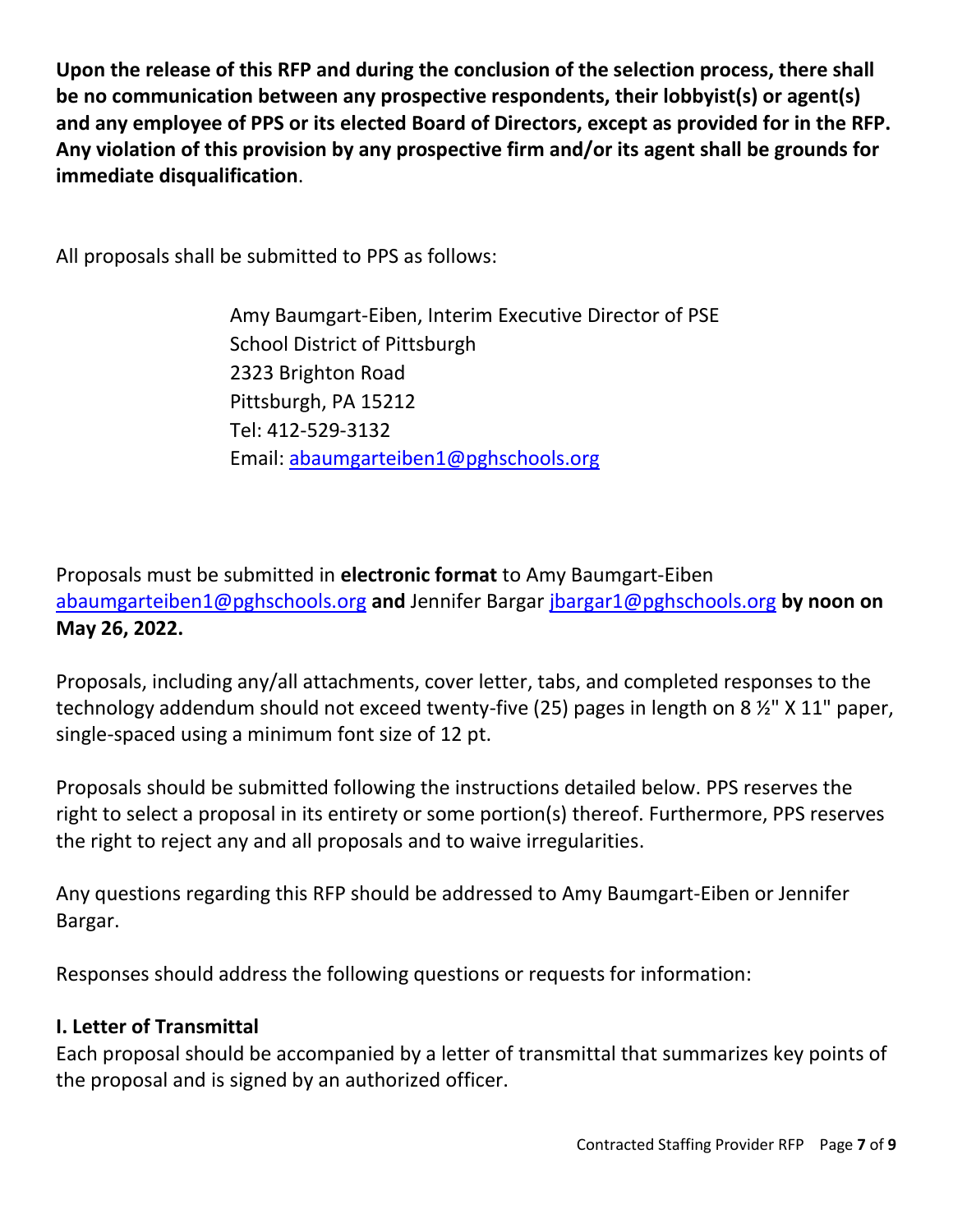**Upon the release of this RFP and during the conclusion of the selection process, there shall be no communication between any prospective respondents, their lobbyist(s) or agent(s) and any employee of PPS or its elected Board of Directors, except as provided for in the RFP. Any violation of this provision by any prospective firm and/or its agent shall be grounds for immediate disqualification**.

All proposals shall be submitted to PPS as follows:

Amy Baumgart-Eiben, Interim Executive Director of PSE
School District of Pittsburgh
2323 Brighton Road
Pittsburgh, PA 15212
Tel: 412-529-3132
Email: abaumgarteiben1@pghschools.org

Proposals must be submitted in **electronic format** to Amy Baumgart-Eiben abaumgarteiben1@pghschools.org **and** Jennifer Bargar jbargar1@pghschools.org **by noon on May 26, 2022.**

Proposals, including any/all attachments, cover letter, tabs, and completed responses to the technology addendum should not exceed twenty-five (25) pages in length on 8 ½" X 11" paper, single-spaced using a minimum font size of 12 pt.

Proposals should be submitted following the instructions detailed below. PPS reserves the right to select a proposal in its entirety or some portion(s) thereof. Furthermore, PPS reserves the right to reject any and all proposals and to waive irregularities.

Any questions regarding this RFP should be addressed to Amy Baumgart-Eiben or Jennifer Bargar.

Responses should address the following questions or requests for information:

### I. Letter of Transmittal

Each proposal should be accompanied by a letter of transmittal that summarizes key points of the proposal and is signed by an authorized officer.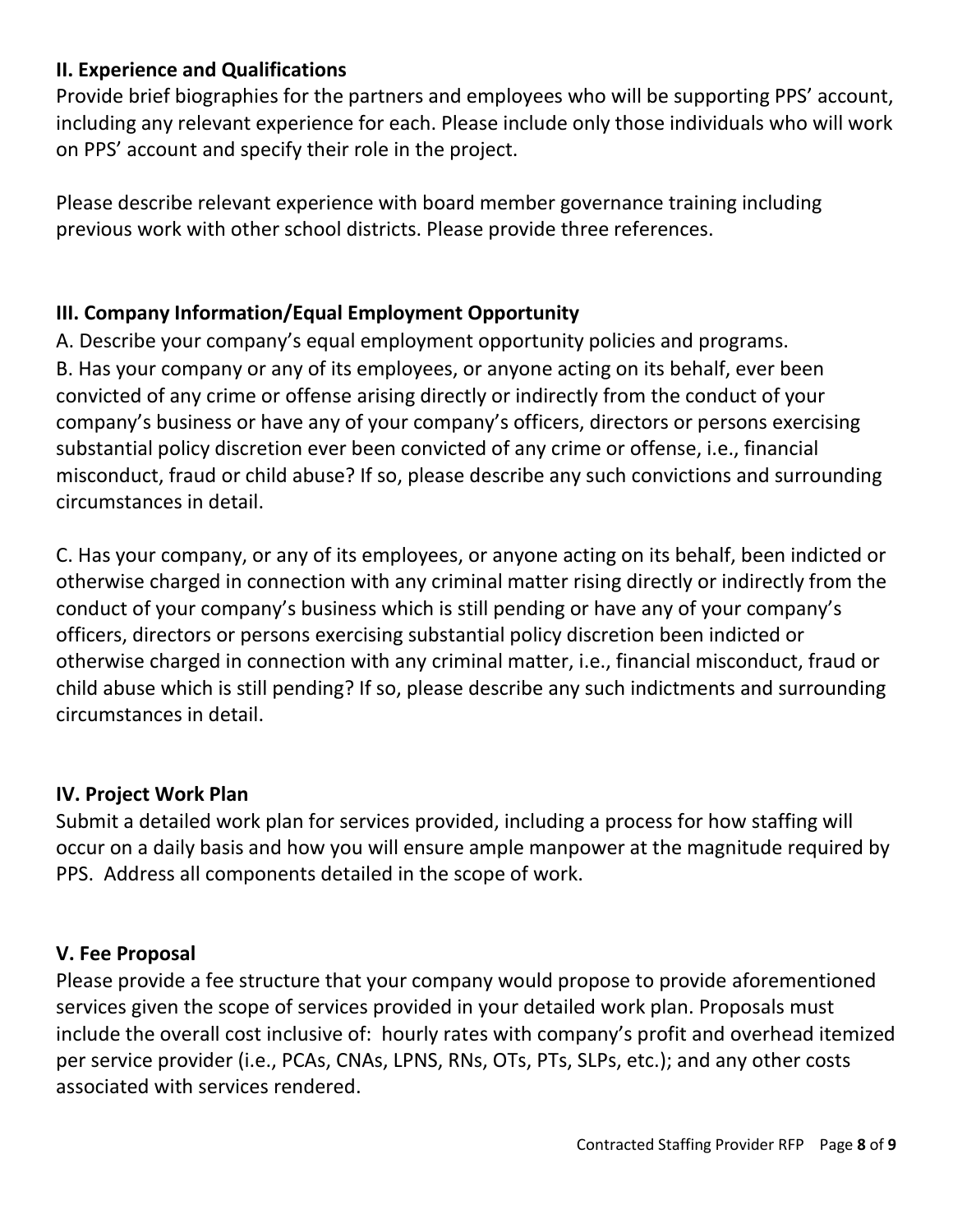## II. Experience and Qualifications

Provide brief biographies for the partners and employees who will be supporting PPS' account, including any relevant experience for each. Please include only those individuals who will work on PPS' account and specify their role in the project.

Please describe relevant experience with board member governance training including previous work with other school districts. Please provide three references.

## III. Company Information/Equal Employment Opportunity

A. Describe your company's equal employment opportunity policies and programs.

B. Has your company or any of its employees, or anyone acting on its behalf, ever been convicted of any crime or offense arising directly or indirectly from the conduct of your company's business or have any of your company's officers, directors or persons exercising substantial policy discretion ever been convicted of any crime or offense, i.e., financial misconduct, fraud or child abuse? If so, please describe any such convictions and surrounding circumstances in detail.

C. Has your company, or any of its employees, or anyone acting on its behalf, been indicted or otherwise charged in connection with any criminal matter rising directly or indirectly from the conduct of your company's business which is still pending or have any of your company's officers, directors or persons exercising substantial policy discretion been indicted or otherwise charged in connection with any criminal matter, i.e., financial misconduct, fraud or child abuse which is still pending? If so, please describe any such indictments and surrounding circumstances in detail.

## IV. Project Work Plan

Submit a detailed work plan for services provided, including a process for how staffing will occur on a daily basis and how you will ensure ample manpower at the magnitude required by PPS. Address all components detailed in the scope of work.

## V. Fee Proposal

Please provide a fee structure that your company would propose to provide aforementioned services given the scope of services provided in your detailed work plan. Proposals must include the overall cost inclusive of: hourly rates with company's profit and overhead itemized per service provider (i.e., PCAs, CNAs, LPNS, RNs, OTs, PTs, SLPs, etc.); and any other costs associated with services rendered.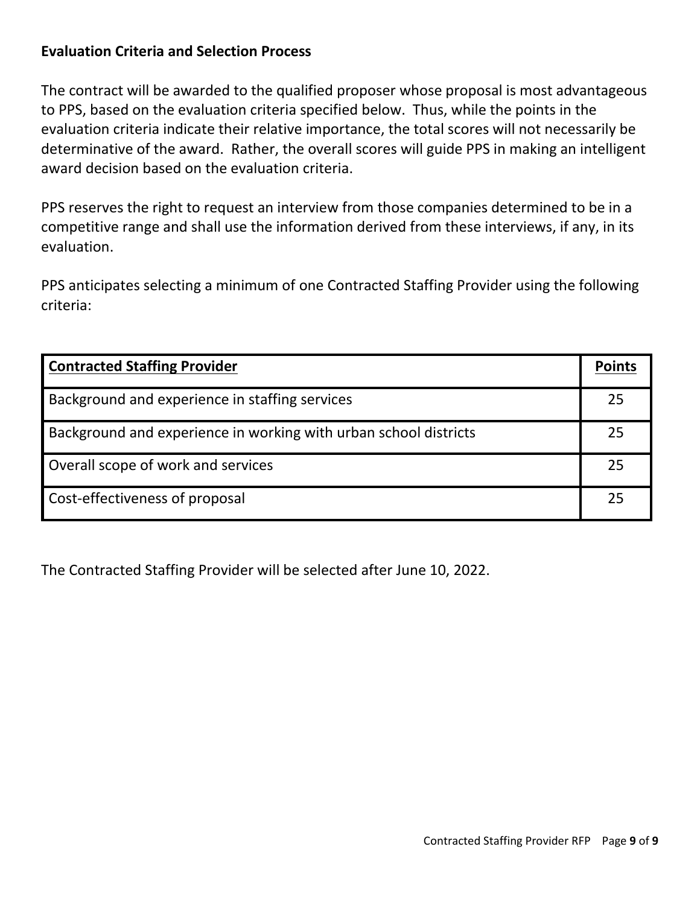**Evaluation Criteria and Selection Process**

The contract will be awarded to the qualified proposer whose proposal is most advantageous to PPS, based on the evaluation criteria specified below. Thus, while the points in the evaluation criteria indicate their relative importance, the total scores will not necessarily be determinative of the award. Rather, the overall scores will guide PPS in making an intelligent award decision based on the evaluation criteria.

PPS reserves the right to request an interview from those companies determined to be in a competitive range and shall use the information derived from these interviews, if any, in its evaluation.

PPS anticipates selecting a minimum of one Contracted Staffing Provider using the following criteria:

| **Contracted Staffing Provider** | **Points** |
| --- | --- |
| Background and experience in staffing services | 25 |
| Background and experience in working with urban school districts | 25 |
| Overall scope of work and services | 25 |
| Cost-effectiveness of proposal | 25 |

The Contracted Staffing Provider will be selected after June 10, 2022.